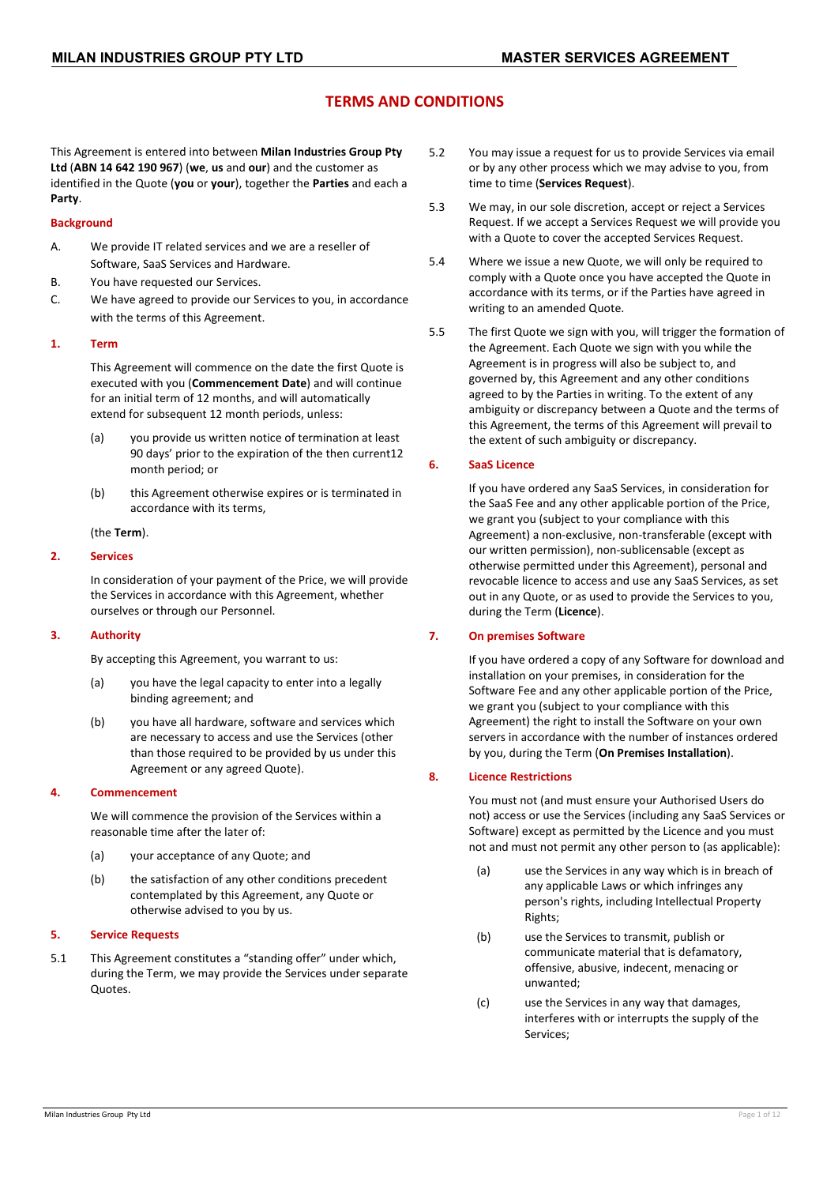# TERMS AND CONDITIONS

This Agreement is entered into between **Milan Industries Group Pty Ltd** (**ABN 14 642 190 967**) (**we**, **us** and **our**) and the customer as identified in the Quote (**you** or **your**), together the **Parties** and each a **Party**.

## Background

A. We provide IT related services and we are a reseller of Software, SaaS Services and Hardware.

B. You have requested our Services.

C. We have agreed to provide our Services to you, in accordance with the terms of this Agreement.

## 1. Term

This Agreement will commence on the date the first Quote is executed with you (**Commencement Date**) and will continue for an initial term of 12 months, and will automatically extend for subsequent 12 month periods, unless:

(a) you provide us written notice of termination at least 90 days' prior to the expiration of the then current12 month period; or

(b) this Agreement otherwise expires or is terminated in accordance with its terms,

(the **Term**).

## 2. Services

In consideration of your payment of the Price, we will provide the Services in accordance with this Agreement, whether ourselves or through our Personnel.

## 3. Authority

By accepting this Agreement, you warrant to us:

(a) you have the legal capacity to enter into a legally binding agreement; and

(b) you have all hardware, software and services which are necessary to access and use the Services (other than those required to be provided by us under this Agreement or any agreed Quote).

## 4. Commencement

We will commence the provision of the Services within a reasonable time after the later of:

(a) your acceptance of any Quote; and

(b) the satisfaction of any other conditions precedent contemplated by this Agreement, any Quote or otherwise advised to you by us.

## 5. Service Requests

5.1 This Agreement constitutes a "standing offer" under which, during the Term, we may provide the Services under separate Quotes.

5.2 You may issue a request for us to provide Services via email or by any other process which we may advise to you, from time to time (**Services Request**).

5.3 We may, in our sole discretion, accept or reject a Services Request. If we accept a Services Request we will provide you with a Quote to cover the accepted Services Request.

5.4 Where we issue a new Quote, we will only be required to comply with a Quote once you have accepted the Quote in accordance with its terms, or if the Parties have agreed in writing to an amended Quote.

5.5 The first Quote we sign with you, will trigger the formation of the Agreement. Each Quote we sign with you while the Agreement is in progress will also be subject to, and governed by, this Agreement and any other conditions agreed to by the Parties in writing. To the extent of any ambiguity or discrepancy between a Quote and the terms of this Agreement, the terms of this Agreement will prevail to the extent of such ambiguity or discrepancy.

## 6. SaaS Licence

If you have ordered any SaaS Services, in consideration for the SaaS Fee and any other applicable portion of the Price, we grant you (subject to your compliance with this Agreement) a non-exclusive, non-transferable (except with our written permission), non-sublicensable (except as otherwise permitted under this Agreement), personal and revocable licence to access and use any SaaS Services, as set out in any Quote, or as used to provide the Services to you, during the Term (**Licence**).

## 7. On premises Software

If you have ordered a copy of any Software for download and installation on your premises, in consideration for the Software Fee and any other applicable portion of the Price, we grant you (subject to your compliance with this Agreement) the right to install the Software on your own servers in accordance with the number of instances ordered by you, during the Term (**On Premises Installation**).

## 8. Licence Restrictions

You must not (and must ensure your Authorised Users do not) access or use the Services (including any SaaS Services or Software) except as permitted by the Licence and you must not and must not permit any other person to (as applicable):

(a) use the Services in any way which is in breach of any applicable Laws or which infringes any person's rights, including Intellectual Property Rights;

(b) use the Services to transmit, publish or communicate material that is defamatory, offensive, abusive, indecent, menacing or unwanted;

(c) use the Services in any way that damages, interferes with or interrupts the supply of the Services;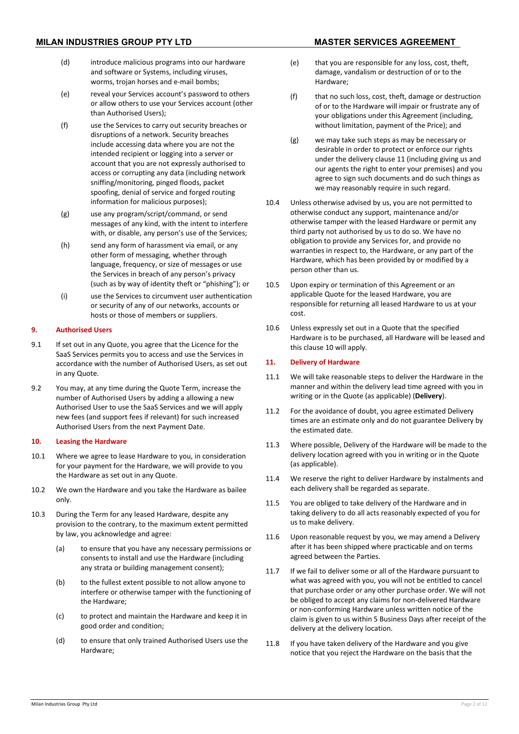(d) introduce malicious programs into our hardware and software or Systems, including viruses, worms, trojan horses and e-mail bombs;

(e) reveal your Services account's password to others or allow others to use your Services account (other than Authorised Users);

(f) use the Services to carry out security breaches or disruptions of a network. Security breaches include accessing data where you are not the intended recipient or logging into a server or account that you are not expressly authorised to access or corrupting any data (including network sniffing/monitoring, pinged floods, packet spoofing, denial of service and forged routing information for malicious purposes);

(g) use any program/script/command, or send messages of any kind, with the intent to interfere with, or disable, any person's use of the Services;

(h) send any form of harassment via email, or any other form of messaging, whether through language, frequency, or size of messages or use the Services in breach of any person's privacy (such as by way of identity theft or "phishing"); or

(i) use the Services to circumvent user authentication or security of any of our networks, accounts or hosts or those of members or suppliers.

## 9. Authorised Users

9.1 If set out in any Quote, you agree that the Licence for the SaaS Services permits you to access and use the Services in accordance with the number of Authorised Users, as set out in any Quote.

9.2 You may, at any time during the Quote Term, increase the number of Authorised Users by adding a allowing a new Authorised User to use the SaaS Services and we will apply new fees (and support fees if relevant) for such increased Authorised Users from the next Payment Date.

## 10. Leasing the Hardware

10.1 Where we agree to lease Hardware to you, in consideration for your payment for the Hardware, we will provide to you the Hardware as set out in any Quote.

10.2 We own the Hardware and you take the Hardware as bailee only.

10.3 During the Term for any leased Hardware, despite any provision to the contrary, to the maximum extent permitted by law, you acknowledge and agree:

(a) to ensure that you have any necessary permissions or consents to install and use the Hardware (including any strata or building management consent);

(b) to the fullest extent possible to not allow anyone to interfere or otherwise tamper with the functioning of the Hardware;

(c) to protect and maintain the Hardware and keep it in good order and condition;

(d) to ensure that only trained Authorised Users use the Hardware;

(e) that you are responsible for any loss, cost, theft, damage, vandalism or destruction of or to the Hardware;

(f) that no such loss, cost, theft, damage or destruction of or to the Hardware will impair or frustrate any of your obligations under this Agreement (including, without limitation, payment of the Price); and

(g) we may take such steps as may be necessary or desirable in order to protect or enforce our rights under the delivery clause 11 (including giving us and our agents the right to enter your premises) and you agree to sign such documents and do such things as we may reasonably require in such regard.

10.4 Unless otherwise advised by us, you are not permitted to otherwise conduct any support, maintenance and/or otherwise tamper with the leased Hardware or permit any third party not authorised by us to do so. We have no obligation to provide any Services for, and provide no warranties in respect to, the Hardware, or any part of the Hardware, which has been provided by or modified by a person other than us.

10.5 Upon expiry or termination of this Agreement or an applicable Quote for the leased Hardware, you are responsible for returning all leased Hardware to us at your cost.

10.6 Unless expressly set out in a Quote that the specified Hardware is to be purchased, all Hardware will be leased and this clause 10 will apply.

## 11. Delivery of Hardware

11.1 We will take reasonable steps to deliver the Hardware in the manner and within the delivery lead time agreed with you in writing or in the Quote (as applicable) (**Delivery**).

11.2 For the avoidance of doubt, you agree estimated Delivery times are an estimate only and do not guarantee Delivery by the estimated date.

11.3 Where possible, Delivery of the Hardware will be made to the delivery location agreed with you in writing or in the Quote (as applicable).

11.4 We reserve the right to deliver Hardware by instalments and each delivery shall be regarded as separate.

11.5 You are obliged to take delivery of the Hardware and in taking delivery to do all acts reasonably expected of you for us to make delivery.

11.6 Upon reasonable request by you, we may amend a Delivery after it has been shipped where practicable and on terms agreed between the Parties.

11.7 If we fail to deliver some or all of the Hardware pursuant to what was agreed with you, you will not be entitled to cancel that purchase order or any other purchase order. We will not be obliged to accept any claims for non-delivered Hardware or non-conforming Hardware unless written notice of the claim is given to us within 5 Business Days after receipt of the delivery at the delivery location.

11.8 If you have taken delivery of the Hardware and you give notice that you reject the Hardware on the basis that the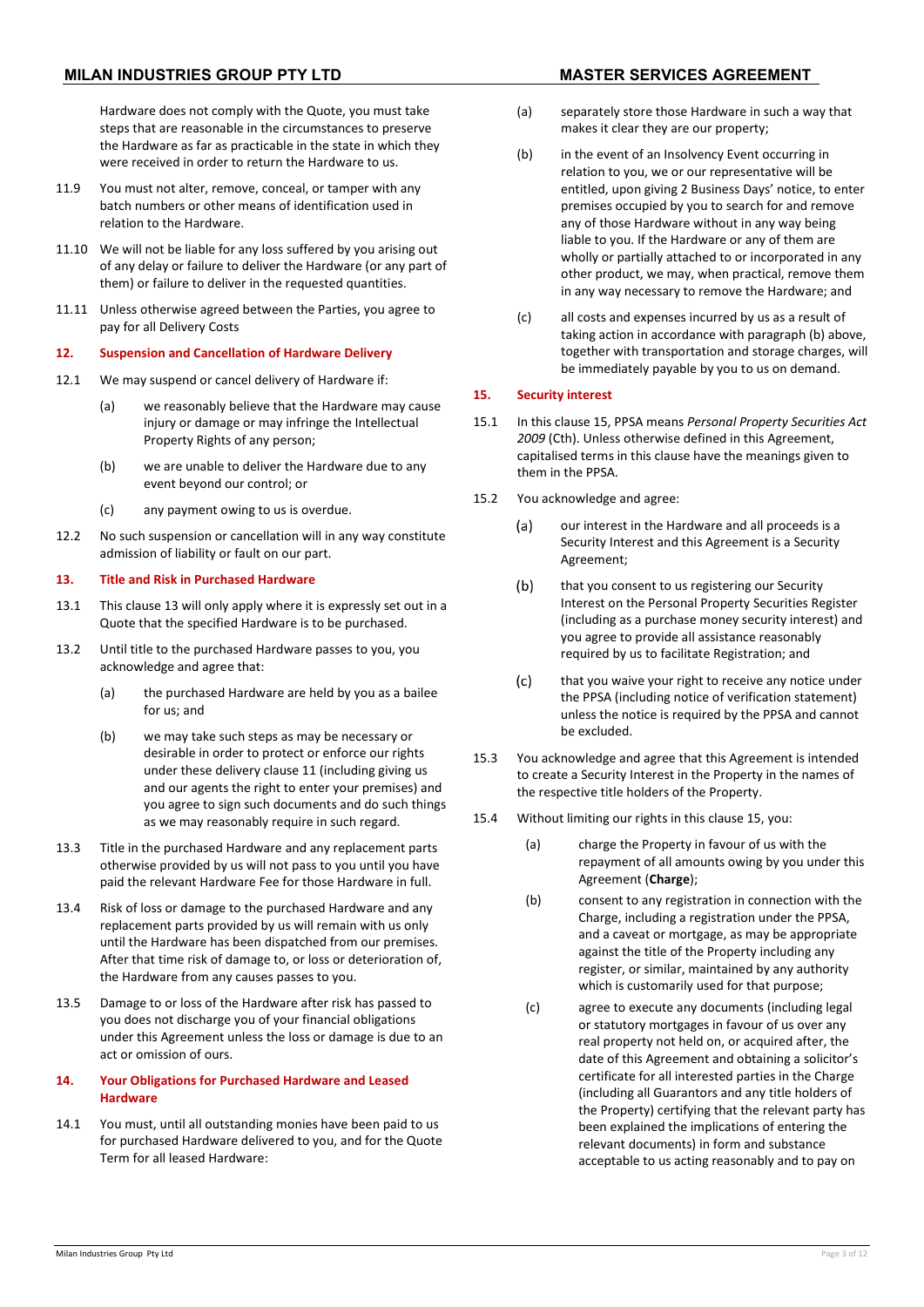Hardware does not comply with the Quote, you must take steps that are reasonable in the circumstances to preserve the Hardware as far as practicable in the state in which they were received in order to return the Hardware to us.

11.9 You must not alter, remove, conceal, or tamper with any batch numbers or other means of identification used in relation to the Hardware.

11.10 We will not be liable for any loss suffered by you arising out of any delay or failure to deliver the Hardware (or any part of them) or failure to deliver in the requested quantities.

11.11 Unless otherwise agreed between the Parties, you agree to pay for all Delivery Costs

## 12. Suspension and Cancellation of Hardware Delivery

12.1 We may suspend or cancel delivery of Hardware if:

(a) we reasonably believe that the Hardware may cause injury or damage or may infringe the Intellectual Property Rights of any person;

(b) we are unable to deliver the Hardware due to any event beyond our control; or

(c) any payment owing to us is overdue.

12.2 No such suspension or cancellation will in any way constitute admission of liability or fault on our part.

## 13. Title and Risk in Purchased Hardware

13.1 This clause 13 will only apply where it is expressly set out in a Quote that the specified Hardware is to be purchased.

13.2 Until title to the purchased Hardware passes to you, you acknowledge and agree that:

(a) the purchased Hardware are held by you as a bailee for us; and

(b) we may take such steps as may be necessary or desirable in order to protect or enforce our rights under these delivery clause 11 (including giving us and our agents the right to enter your premises) and you agree to sign such documents and do such things as we may reasonably require in such regard.

13.3 Title in the purchased Hardware and any replacement parts otherwise provided by us will not pass to you until you have paid the relevant Hardware Fee for those Hardware in full.

13.4 Risk of loss or damage to the purchased Hardware and any replacement parts provided by us will remain with us only until the Hardware has been dispatched from our premises. After that time risk of damage to, or loss or deterioration of, the Hardware from any causes passes to you.

13.5 Damage to or loss of the Hardware after risk has passed to you does not discharge you of your financial obligations under this Agreement unless the loss or damage is due to an act or omission of ours.

## 14. Your Obligations for Purchased Hardware and Leased Hardware

14.1 You must, until all outstanding monies have been paid to us for purchased Hardware delivered to you, and for the Quote Term for all leased Hardware:

(a) separately store those Hardware in such a way that makes it clear they are our property;

(b) in the event of an Insolvency Event occurring in relation to you, we or our representative will be entitled, upon giving 2 Business Days' notice, to enter premises occupied by you to search for and remove any of those Hardware without in any way being liable to you. If the Hardware or any of them are wholly or partially attached to or incorporated in any other product, we may, when practical, remove them in any way necessary to remove the Hardware; and

(c) all costs and expenses incurred by us as a result of taking action in accordance with paragraph (b) above, together with transportation and storage charges, will be immediately payable by you to us on demand.

## 15. Security interest

15.1 In this clause 15, PPSA means *Personal Property Securities Act 2009* (Cth). Unless otherwise defined in this Agreement, capitalised terms in this clause have the meanings given to them in the PPSA.

15.2 You acknowledge and agree:

(a) our interest in the Hardware and all proceeds is a Security Interest and this Agreement is a Security Agreement;

(b) that you consent to us registering our Security Interest on the Personal Property Securities Register (including as a purchase money security interest) and you agree to provide all assistance reasonably required by us to facilitate Registration; and

(c) that you waive your right to receive any notice under the PPSA (including notice of verification statement) unless the notice is required by the PPSA and cannot be excluded.

15.3 You acknowledge and agree that this Agreement is intended to create a Security Interest in the Property in the names of the respective title holders of the Property.

15.4 Without limiting our rights in this clause 15, you:

(a) charge the Property in favour of us with the repayment of all amounts owing by you under this Agreement (**Charge**);

(b) consent to any registration in connection with the Charge, including a registration under the PPSA, and a caveat or mortgage, as may be appropriate against the title of the Property including any register, or similar, maintained by any authority which is customarily used for that purpose;

(c) agree to execute any documents (including legal or statutory mortgages in favour of us over any real property not held on, or acquired after, the date of this Agreement and obtaining a solicitor's certificate for all interested parties in the Charge (including all Guarantors and any title holders of the Property) certifying that the relevant party has been explained the implications of entering the relevant documents) in form and substance acceptable to us acting reasonably and to pay on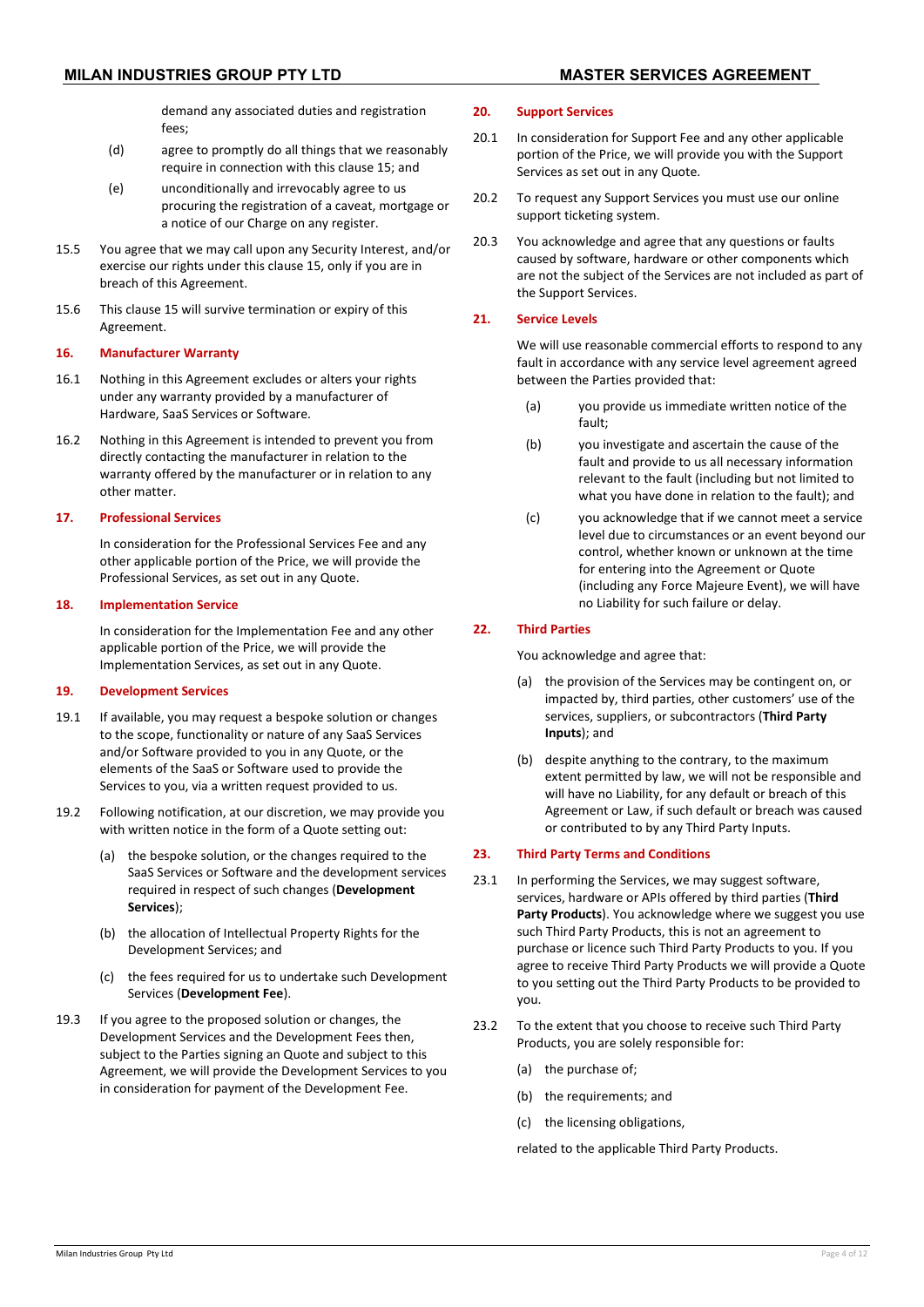demand any associated duties and registration fees;

(d) agree to promptly do all things that we reasonably require in connection with this clause 15; and

(e) unconditionally and irrevocably agree to us procuring the registration of a caveat, mortgage or a notice of our Charge on any register.

15.5 You agree that we may call upon any Security Interest, and/or exercise our rights under this clause 15, only if you are in breach of this Agreement.

15.6 This clause 15 will survive termination or expiry of this Agreement.

## 16. Manufacturer Warranty

16.1 Nothing in this Agreement excludes or alters your rights under any warranty provided by a manufacturer of Hardware, SaaS Services or Software.

16.2 Nothing in this Agreement is intended to prevent you from directly contacting the manufacturer in relation to the warranty offered by the manufacturer or in relation to any other matter.

## 17. Professional Services

In consideration for the Professional Services Fee and any other applicable portion of the Price, we will provide the Professional Services, as set out in any Quote.

## 18. Implementation Service

In consideration for the Implementation Fee and any other applicable portion of the Price, we will provide the Implementation Services, as set out in any Quote.

## 19. Development Services

19.1 If available, you may request a bespoke solution or changes to the scope, functionality or nature of any SaaS Services and/or Software provided to you in any Quote, or the elements of the SaaS or Software used to provide the Services to you, via a written request provided to us.

19.2 Following notification, at our discretion, we may provide you with written notice in the form of a Quote setting out:

(a) the bespoke solution, or the changes required to the SaaS Services or Software and the development services required in respect of such changes (**Development Services**);

(b) the allocation of Intellectual Property Rights for the Development Services; and

(c) the fees required for us to undertake such Development Services (**Development Fee**).

19.3 If you agree to the proposed solution or changes, the Development Services and the Development Fees then, subject to the Parties signing an Quote and subject to this Agreement, we will provide the Development Services to you in consideration for payment of the Development Fee.

## 20. Support Services

20.1 In consideration for Support Fee and any other applicable portion of the Price, we will provide you with the Support Services as set out in any Quote.

20.2 To request any Support Services you must use our online support ticketing system.

20.3 You acknowledge and agree that any questions or faults caused by software, hardware or other components which are not the subject of the Services are not included as part of the Support Services.

## 21. Service Levels

We will use reasonable commercial efforts to respond to any fault in accordance with any service level agreement agreed between the Parties provided that:

(a) you provide us immediate written notice of the fault;

(b) you investigate and ascertain the cause of the fault and provide to us all necessary information relevant to the fault (including but not limited to what you have done in relation to the fault); and

(c) you acknowledge that if we cannot meet a service level due to circumstances or an event beyond our control, whether known or unknown at the time for entering into the Agreement or Quote (including any Force Majeure Event), we will have no Liability for such failure or delay.

## 22. Third Parties

You acknowledge and agree that:

(a) the provision of the Services may be contingent on, or impacted by, third parties, other customers' use of the services, suppliers, or subcontractors (**Third Party Inputs**); and

(b) despite anything to the contrary, to the maximum extent permitted by law, we will not be responsible and will have no Liability, for any default or breach of this Agreement or Law, if such default or breach was caused or contributed to by any Third Party Inputs.

## 23. Third Party Terms and Conditions

23.1 In performing the Services, we may suggest software, services, hardware or APIs offered by third parties (**Third Party Products**). You acknowledge where we suggest you use such Third Party Products, this is not an agreement to purchase or licence such Third Party Products to you. If you agree to receive Third Party Products we will provide a Quote to you setting out the Third Party Products to be provided to you.

23.2 To the extent that you choose to receive such Third Party Products, you are solely responsible for:

(a) the purchase of;

(b) the requirements; and

(c) the licensing obligations,

related to the applicable Third Party Products.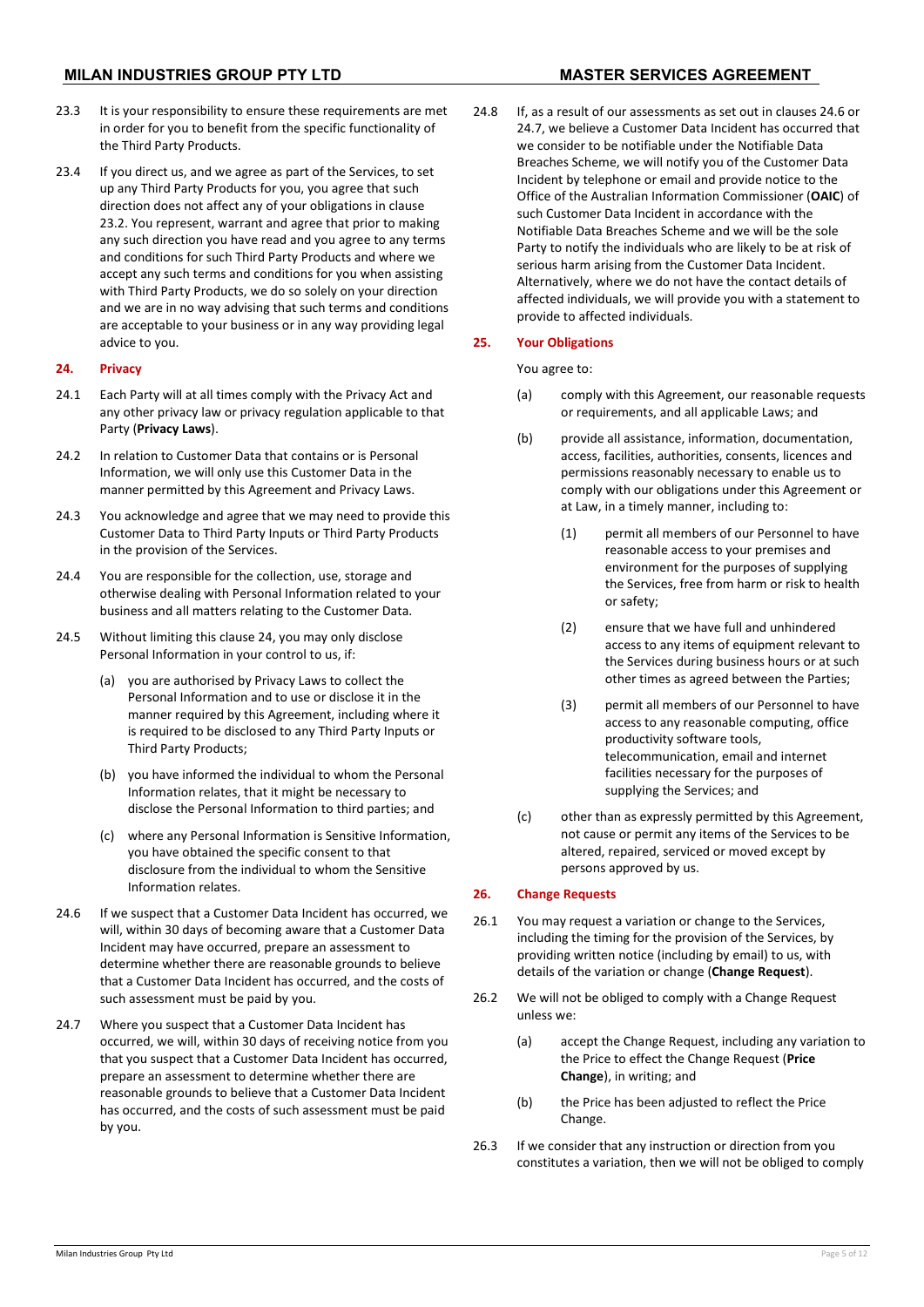23.3 It is your responsibility to ensure these requirements are met in order for you to benefit from the specific functionality of the Third Party Products.

23.4 If you direct us, and we agree as part of the Services, to set up any Third Party Products for you, you agree that such direction does not affect any of your obligations in clause 23.2. You represent, warrant and agree that prior to making any such direction you have read and you agree to any terms and conditions for such Third Party Products and where we accept any such terms and conditions for you when assisting with Third Party Products, we do so solely on your direction and we are in no way advising that such terms and conditions are acceptable to your business or in any way providing legal advice to you.

## 24. Privacy

24.1 Each Party will at all times comply with the Privacy Act and any other privacy law or privacy regulation applicable to that Party (**Privacy Laws**).

24.2 In relation to Customer Data that contains or is Personal Information, we will only use this Customer Data in the manner permitted by this Agreement and Privacy Laws.

24.3 You acknowledge and agree that we may need to provide this Customer Data to Third Party Inputs or Third Party Products in the provision of the Services.

24.4 You are responsible for the collection, use, storage and otherwise dealing with Personal Information related to your business and all matters relating to the Customer Data.

24.5 Without limiting this clause 24, you may only disclose Personal Information in your control to us, if:

(a) you are authorised by Privacy Laws to collect the Personal Information and to use or disclose it in the manner required by this Agreement, including where it is required to be disclosed to any Third Party Inputs or Third Party Products;

(b) you have informed the individual to whom the Personal Information relates, that it might be necessary to disclose the Personal Information to third parties; and

(c) where any Personal Information is Sensitive Information, you have obtained the specific consent to that disclosure from the individual to whom the Sensitive Information relates.

24.6 If we suspect that a Customer Data Incident has occurred, we will, within 30 days of becoming aware that a Customer Data Incident may have occurred, prepare an assessment to determine whether there are reasonable grounds to believe that a Customer Data Incident has occurred, and the costs of such assessment must be paid by you.

24.7 Where you suspect that a Customer Data Incident has occurred, we will, within 30 days of receiving notice from you that you suspect that a Customer Data Incident has occurred, prepare an assessment to determine whether there are reasonable grounds to believe that a Customer Data Incident has occurred, and the costs of such assessment must be paid by you.

24.8 If, as a result of our assessments as set out in clauses 24.6 or 24.7, we believe a Customer Data Incident has occurred that we consider to be notifiable under the Notifiable Data Breaches Scheme, we will notify you of the Customer Data Incident by telephone or email and provide notice to the Office of the Australian Information Commissioner (**OAIC**) of such Customer Data Incident in accordance with the Notifiable Data Breaches Scheme and we will be the sole Party to notify the individuals who are likely to be at risk of serious harm arising from the Customer Data Incident. Alternatively, where we do not have the contact details of affected individuals, we will provide you with a statement to provide to affected individuals.

## 25. Your Obligations

You agree to:

(a) comply with this Agreement, our reasonable requests or requirements, and all applicable Laws; and

(b) provide all assistance, information, documentation, access, facilities, authorities, consents, licences and permissions reasonably necessary to enable us to comply with our obligations under this Agreement or at Law, in a timely manner, including to:

(1) permit all members of our Personnel to have reasonable access to your premises and environment for the purposes of supplying the Services, free from harm or risk to health or safety;

(2) ensure that we have full and unhindered access to any items of equipment relevant to the Services during business hours or at such other times as agreed between the Parties;

(3) permit all members of our Personnel to have access to any reasonable computing, office productivity software tools, telecommunication, email and internet facilities necessary for the purposes of supplying the Services; and

(c) other than as expressly permitted by this Agreement, not cause or permit any items of the Services to be altered, repaired, serviced or moved except by persons approved by us.

## 26. Change Requests

26.1 You may request a variation or change to the Services, including the timing for the provision of the Services, by providing written notice (including by email) to us, with details of the variation or change (**Change Request**).

26.2 We will not be obliged to comply with a Change Request unless we:

(a) accept the Change Request, including any variation to the Price to effect the Change Request (**Price Change**), in writing; and

(b) the Price has been adjusted to reflect the Price Change.

26.3 If we consider that any instruction or direction from you constitutes a variation, then we will not be obliged to comply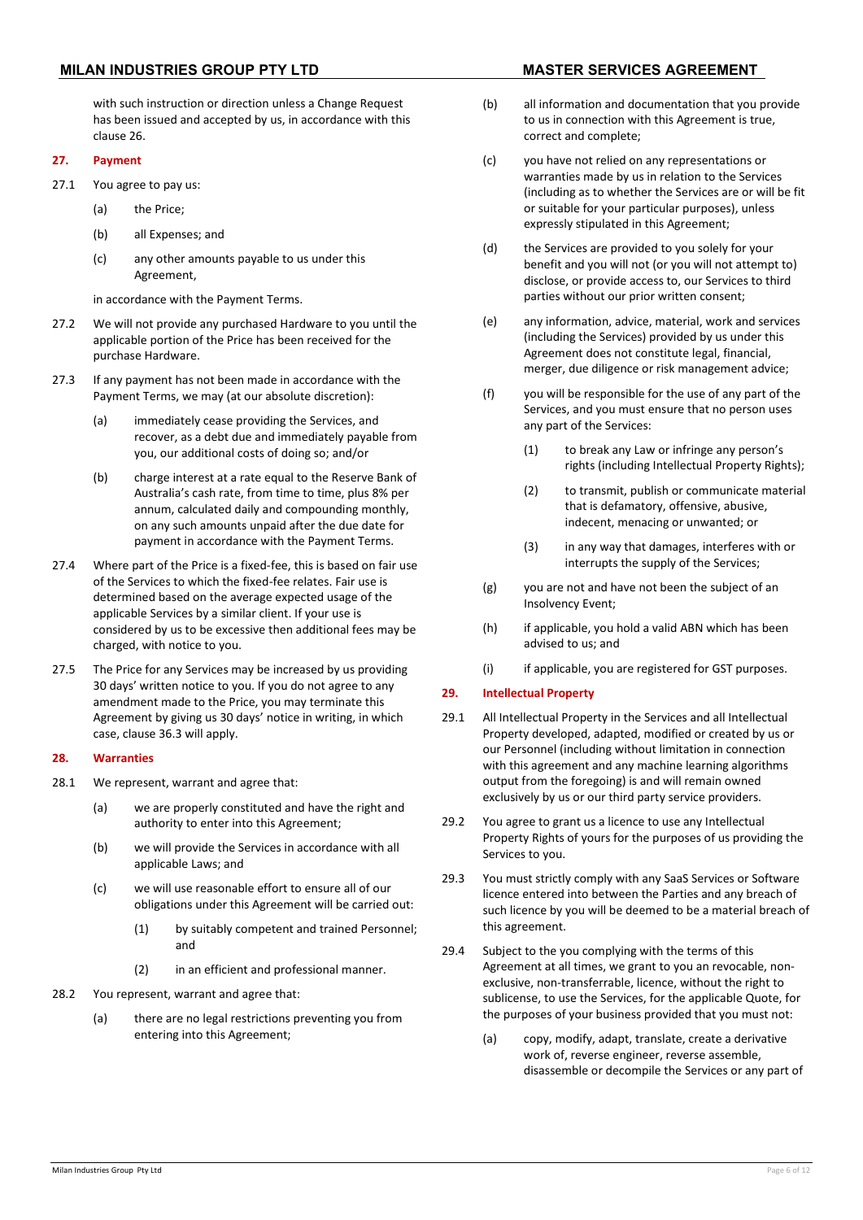with such instruction or direction unless a Change Request has been issued and accepted by us, in accordance with this clause 26.

## 27. Payment

27.1 You agree to pay us:

(a) the Price;

(b) all Expenses; and

(c) any other amounts payable to us under this Agreement,

in accordance with the Payment Terms.

27.2 We will not provide any purchased Hardware to you until the applicable portion of the Price has been received for the purchase Hardware.

27.3 If any payment has not been made in accordance with the Payment Terms, we may (at our absolute discretion):

(a) immediately cease providing the Services, and recover, as a debt due and immediately payable from you, our additional costs of doing so; and/or

(b) charge interest at a rate equal to the Reserve Bank of Australia's cash rate, from time to time, plus 8% per annum, calculated daily and compounding monthly, on any such amounts unpaid after the due date for payment in accordance with the Payment Terms.

27.4 Where part of the Price is a fixed-fee, this is based on fair use of the Services to which the fixed-fee relates. Fair use is determined based on the average expected usage of the applicable Services by a similar client. If your use is considered by us to be excessive then additional fees may be charged, with notice to you.

27.5 The Price for any Services may be increased by us providing 30 days' written notice to you. If you do not agree to any amendment made to the Price, you may terminate this Agreement by giving us 30 days' notice in writing, in which case, clause 36.3 will apply.

## 28. Warranties

28.1 We represent, warrant and agree that:

(a) we are properly constituted and have the right and authority to enter into this Agreement;

(b) we will provide the Services in accordance with all applicable Laws; and

(c) we will use reasonable effort to ensure all of our obligations under this Agreement will be carried out:

(1) by suitably competent and trained Personnel; and

(2) in an efficient and professional manner.

28.2 You represent, warrant and agree that:

(a) there are no legal restrictions preventing you from entering into this Agreement;

(b) all information and documentation that you provide to us in connection with this Agreement is true, correct and complete;

(c) you have not relied on any representations or warranties made by us in relation to the Services (including as to whether the Services are or will be fit or suitable for your particular purposes), unless expressly stipulated in this Agreement;

(d) the Services are provided to you solely for your benefit and you will not (or you will not attempt to) disclose, or provide access to, our Services to third parties without our prior written consent;

(e) any information, advice, material, work and services (including the Services) provided by us under this Agreement does not constitute legal, financial, merger, due diligence or risk management advice;

(f) you will be responsible for the use of any part of the Services, and you must ensure that no person uses any part of the Services:

(1) to break any Law or infringe any person's rights (including Intellectual Property Rights);

(2) to transmit, publish or communicate material that is defamatory, offensive, abusive, indecent, menacing or unwanted; or

(3) in any way that damages, interferes with or interrupts the supply of the Services;

(g) you are not and have not been the subject of an Insolvency Event;

(h) if applicable, you hold a valid ABN which has been advised to us; and

(i) if applicable, you are registered for GST purposes.

## 29. Intellectual Property

29.1 All Intellectual Property in the Services and all Intellectual Property developed, adapted, modified or created by us or our Personnel (including without limitation in connection with this agreement and any machine learning algorithms output from the foregoing) is and will remain owned exclusively by us or our third party service providers.

29.2 You agree to grant us a licence to use any Intellectual Property Rights of yours for the purposes of us providing the Services to you.

29.3 You must strictly comply with any SaaS Services or Software licence entered into between the Parties and any breach of such licence by you will be deemed to be a material breach of this agreement.

29.4 Subject to the you complying with the terms of this Agreement at all times, we grant to you an revocable, non-exclusive, non-transferrable, licence, without the right to sublicense, to use the Services, for the applicable Quote, for the purposes of your business provided that you must not:

(a) copy, modify, adapt, translate, create a derivative work of, reverse engineer, reverse assemble, disassemble or decompile the Services or any part of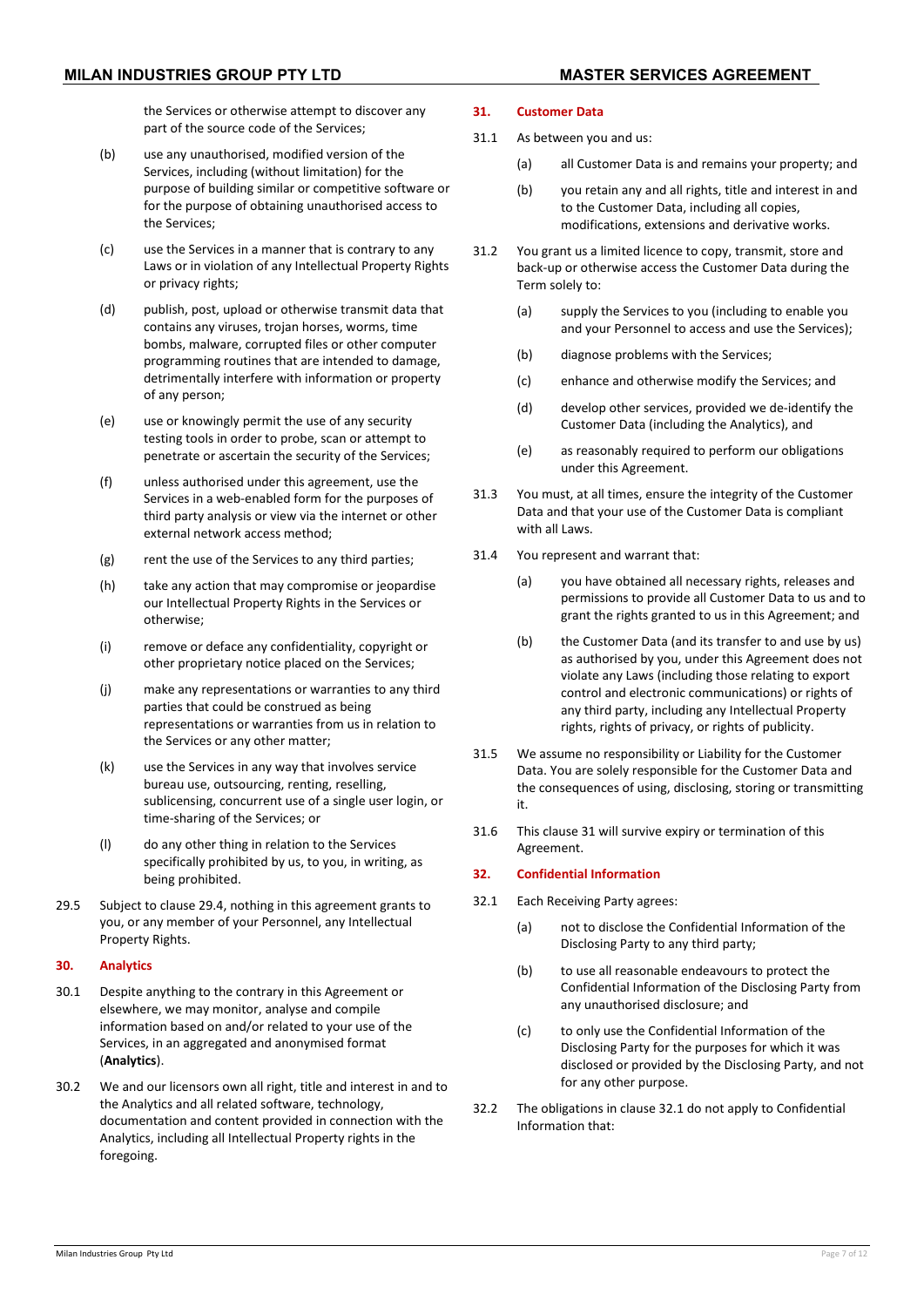the Services or otherwise attempt to discover any part of the source code of the Services;

(b) use any unauthorised, modified version of the Services, including (without limitation) for the purpose of building similar or competitive software or for the purpose of obtaining unauthorised access to the Services;

(c) use the Services in a manner that is contrary to any Laws or in violation of any Intellectual Property Rights or privacy rights;

(d) publish, post, upload or otherwise transmit data that contains any viruses, trojan horses, worms, time bombs, malware, corrupted files or other computer programming routines that are intended to damage, detrimentally interfere with information or property of any person;

(e) use or knowingly permit the use of any security testing tools in order to probe, scan or attempt to penetrate or ascertain the security of the Services;

(f) unless authorised under this agreement, use the Services in a web-enabled form for the purposes of third party analysis or view via the internet or other external network access method;

(g) rent the use of the Services to any third parties;

(h) take any action that may compromise or jeopardise our Intellectual Property Rights in the Services or otherwise;

(i) remove or deface any confidentiality, copyright or other proprietary notice placed on the Services;

(j) make any representations or warranties to any third parties that could be construed as being representations or warranties from us in relation to the Services or any other matter;

(k) use the Services in any way that involves service bureau use, outsourcing, renting, reselling, sublicensing, concurrent use of a single user login, or time-sharing of the Services; or

(l) do any other thing in relation to the Services specifically prohibited by us, to you, in writing, as being prohibited.

29.5 Subject to clause 29.4, nothing in this agreement grants to you, or any member of your Personnel, any Intellectual Property Rights.

## 30. Analytics

30.1 Despite anything to the contrary in this Agreement or elsewhere, we may monitor, analyse and compile information based on and/or related to your use of the Services, in an aggregated and anonymised format (**Analytics**).

30.2 We and our licensors own all right, title and interest in and to the Analytics and all related software, technology, documentation and content provided in connection with the Analytics, including all Intellectual Property rights in the foregoing.

## 31. Customer Data

31.1 As between you and us:

(a) all Customer Data is and remains your property; and

(b) you retain any and all rights, title and interest in and to the Customer Data, including all copies, modifications, extensions and derivative works.

31.2 You grant us a limited licence to copy, transmit, store and back-up or otherwise access the Customer Data during the Term solely to:

(a) supply the Services to you (including to enable you and your Personnel to access and use the Services);

(b) diagnose problems with the Services;

(c) enhance and otherwise modify the Services; and

(d) develop other services, provided we de-identify the Customer Data (including the Analytics), and

(e) as reasonably required to perform our obligations under this Agreement.

31.3 You must, at all times, ensure the integrity of the Customer Data and that your use of the Customer Data is compliant with all Laws.

31.4 You represent and warrant that:

(a) you have obtained all necessary rights, releases and permissions to provide all Customer Data to us and to grant the rights granted to us in this Agreement; and

(b) the Customer Data (and its transfer to and use by us) as authorised by you, under this Agreement does not violate any Laws (including those relating to export control and electronic communications) or rights of any third party, including any Intellectual Property rights, rights of privacy, or rights of publicity.

31.5 We assume no responsibility or Liability for the Customer Data. You are solely responsible for the Customer Data and the consequences of using, disclosing, storing or transmitting it.

31.6 This clause 31 will survive expiry or termination of this Agreement.

## 32. Confidential Information

32.1 Each Receiving Party agrees:

(a) not to disclose the Confidential Information of the Disclosing Party to any third party;

(b) to use all reasonable endeavours to protect the Confidential Information of the Disclosing Party from any unauthorised disclosure; and

(c) to only use the Confidential Information of the Disclosing Party for the purposes for which it was disclosed or provided by the Disclosing Party, and not for any other purpose.

32.2 The obligations in clause 32.1 do not apply to Confidential Information that: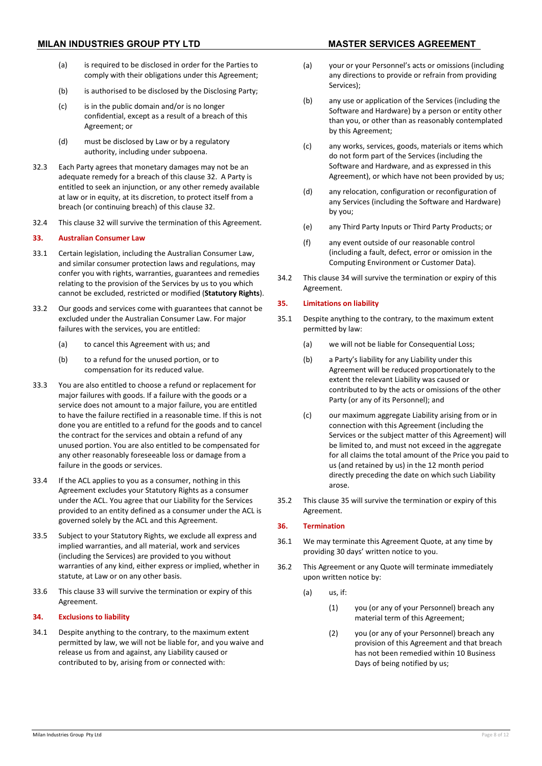(a) is required to be disclosed in order for the Parties to comply with their obligations under this Agreement;

(b) is authorised to be disclosed by the Disclosing Party;

(c) is in the public domain and/or is no longer confidential, except as a result of a breach of this Agreement; or

(d) must be disclosed by Law or by a regulatory authority, including under subpoena.

32.3 Each Party agrees that monetary damages may not be an adequate remedy for a breach of this clause 32. A Party is entitled to seek an injunction, or any other remedy available at law or in equity, at its discretion, to protect itself from a breach (or continuing breach) of this clause 32.

32.4 This clause 32 will survive the termination of this Agreement.

## 33. Australian Consumer Law

33.1 Certain legislation, including the Australian Consumer Law, and similar consumer protection laws and regulations, may confer you with rights, warranties, guarantees and remedies relating to the provision of the Services by us to you which cannot be excluded, restricted or modified (**Statutory Rights**).

33.2 Our goods and services come with guarantees that cannot be excluded under the Australian Consumer Law. For major failures with the services, you are entitled:

(a) to cancel this Agreement with us; and

(b) to a refund for the unused portion, or to compensation for its reduced value.

33.3 You are also entitled to choose a refund or replacement for major failures with goods. If a failure with the goods or a service does not amount to a major failure, you are entitled to have the failure rectified in a reasonable time. If this is not done you are entitled to a refund for the goods and to cancel the contract for the services and obtain a refund of any unused portion. You are also entitled to be compensated for any other reasonably foreseeable loss or damage from a failure in the goods or services.

33.4 If the ACL applies to you as a consumer, nothing in this Agreement excludes your Statutory Rights as a consumer under the ACL. You agree that our Liability for the Services provided to an entity defined as a consumer under the ACL is governed solely by the ACL and this Agreement.

33.5 Subject to your Statutory Rights, we exclude all express and implied warranties, and all material, work and services (including the Services) are provided to you without warranties of any kind, either express or implied, whether in statute, at Law or on any other basis.

33.6 This clause 33 will survive the termination or expiry of this Agreement.

## 34. Exclusions to liability

34.1 Despite anything to the contrary, to the maximum extent permitted by law, we will not be liable for, and you waive and release us from and against, any Liability caused or contributed to by, arising from or connected with:

(a) your or your Personnel's acts or omissions (including any directions to provide or refrain from providing Services);

(b) any use or application of the Services (including the Software and Hardware) by a person or entity other than you, or other than as reasonably contemplated by this Agreement;

(c) any works, services, goods, materials or items which do not form part of the Services (including the Software and Hardware, and as expressed in this Agreement), or which have not been provided by us;

(d) any relocation, configuration or reconfiguration of any Services (including the Software and Hardware) by you;

(e) any Third Party Inputs or Third Party Products; or

(f) any event outside of our reasonable control (including a fault, defect, error or omission in the Computing Environment or Customer Data).

34.2 This clause 34 will survive the termination or expiry of this Agreement.

## 35. Limitations on liability

35.1 Despite anything to the contrary, to the maximum extent permitted by law:

(a) we will not be liable for Consequential Loss;

(b) a Party's liability for any Liability under this Agreement will be reduced proportionately to the extent the relevant Liability was caused or contributed to by the acts or omissions of the other Party (or any of its Personnel); and

(c) our maximum aggregate Liability arising from or in connection with this Agreement (including the Services or the subject matter of this Agreement) will be limited to, and must not exceed in the aggregate for all claims the total amount of the Price you paid to us (and retained by us) in the 12 month period directly preceding the date on which such Liability arose.

35.2 This clause 35 will survive the termination or expiry of this Agreement.

## 36. Termination

36.1 We may terminate this Agreement Quote, at any time by providing 30 days' written notice to you.

36.2 This Agreement or any Quote will terminate immediately upon written notice by:

(a) us, if:

(1) you (or any of your Personnel) breach any material term of this Agreement;

(2) you (or any of your Personnel) breach any provision of this Agreement and that breach has not been remedied within 10 Business Days of being notified by us;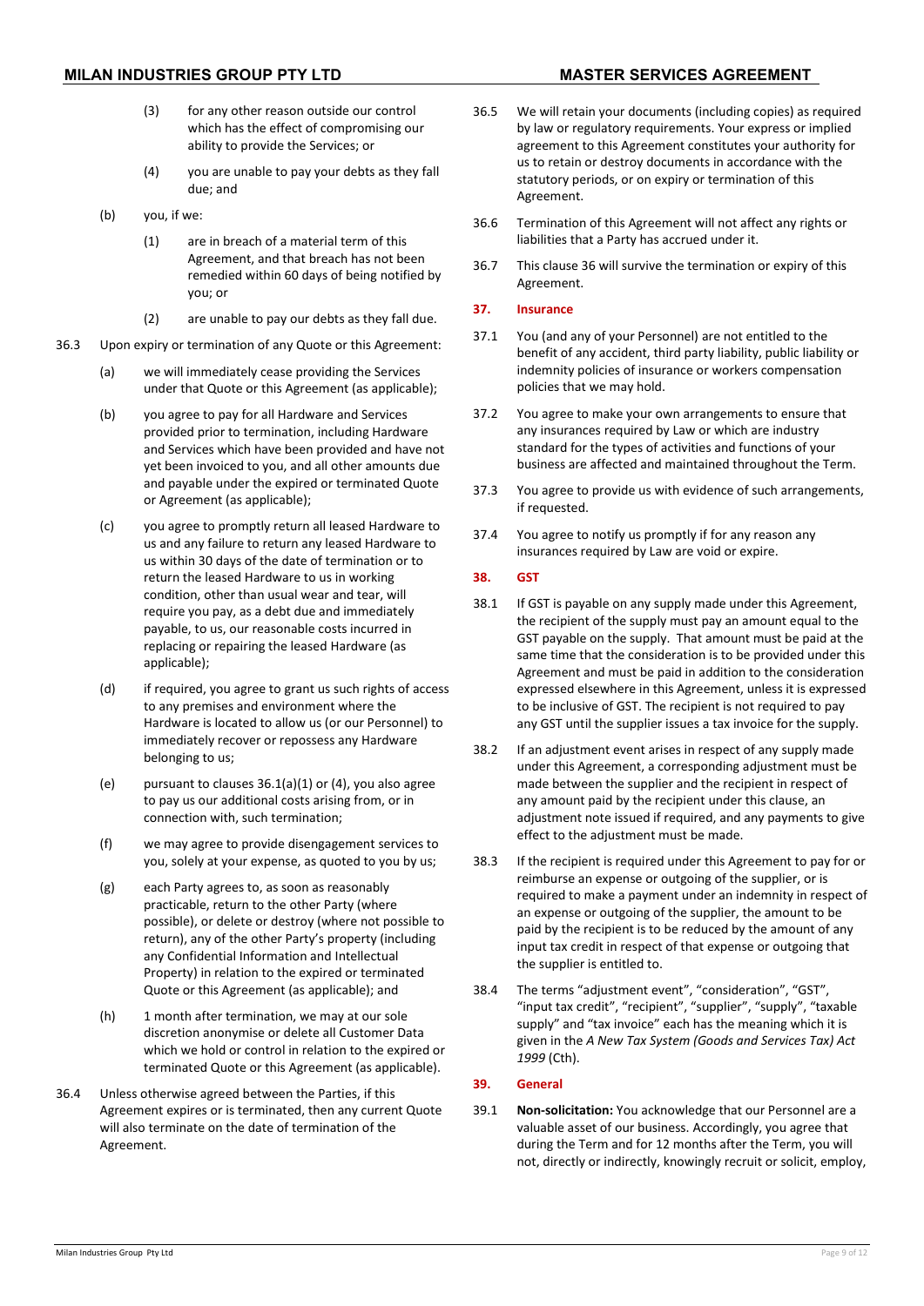(3) for any other reason outside our control which has the effect of compromising our ability to provide the Services; or

(4) you are unable to pay your debts as they fall due; and

(b) you, if we:

(1) are in breach of a material term of this Agreement, and that breach has not been remedied within 60 days of being notified by you; or

(2) are unable to pay our debts as they fall due.

36.3 Upon expiry or termination of any Quote or this Agreement:

(a) we will immediately cease providing the Services under that Quote or this Agreement (as applicable);

(b) you agree to pay for all Hardware and Services provided prior to termination, including Hardware and Services which have been provided and have not yet been invoiced to you, and all other amounts due and payable under the expired or terminated Quote or Agreement (as applicable);

(c) you agree to promptly return all leased Hardware to us and any failure to return any leased Hardware to us within 30 days of the date of termination or to return the leased Hardware to us in working condition, other than usual wear and tear, will require you pay, as a debt due and immediately payable, to us, our reasonable costs incurred in replacing or repairing the leased Hardware (as applicable);

(d) if required, you agree to grant us such rights of access to any premises and environment where the Hardware is located to allow us (or our Personnel) to immediately recover or repossess any Hardware belonging to us;

(e) pursuant to clauses 36.1(a)(1) or (4), you also agree to pay us our additional costs arising from, or in connection with, such termination;

(f) we may agree to provide disengagement services to you, solely at your expense, as quoted to you by us;

(g) each Party agrees to, as soon as reasonably practicable, return to the other Party (where possible), or delete or destroy (where not possible to return), any of the other Party's property (including any Confidential Information and Intellectual Property) in relation to the expired or terminated Quote or this Agreement (as applicable); and

(h) 1 month after termination, we may at our sole discretion anonymise or delete all Customer Data which we hold or control in relation to the expired or terminated Quote or this Agreement (as applicable).

36.4 Unless otherwise agreed between the Parties, if this Agreement expires or is terminated, then any current Quote will also terminate on the date of termination of the Agreement.

36.5 We will retain your documents (including copies) as required by law or regulatory requirements. Your express or implied agreement to this Agreement constitutes your authority for us to retain or destroy documents in accordance with the statutory periods, or on expiry or termination of this Agreement.

36.6 Termination of this Agreement will not affect any rights or liabilities that a Party has accrued under it.

36.7 This clause 36 will survive the termination or expiry of this Agreement.

## 37. Insurance

37.1 You (and any of your Personnel) are not entitled to the benefit of any accident, third party liability, public liability or indemnity policies of insurance or workers compensation policies that we may hold.

37.2 You agree to make your own arrangements to ensure that any insurances required by Law or which are industry standard for the types of activities and functions of your business are affected and maintained throughout the Term.

37.3 You agree to provide us with evidence of such arrangements, if requested.

37.4 You agree to notify us promptly if for any reason any insurances required by Law are void or expire.

## 38. GST

38.1 If GST is payable on any supply made under this Agreement, the recipient of the supply must pay an amount equal to the GST payable on the supply. That amount must be paid at the same time that the consideration is to be provided under this Agreement and must be paid in addition to the consideration expressed elsewhere in this Agreement, unless it is expressed to be inclusive of GST. The recipient is not required to pay any GST until the supplier issues a tax invoice for the supply.

38.2 If an adjustment event arises in respect of any supply made under this Agreement, a corresponding adjustment must be made between the supplier and the recipient in respect of any amount paid by the recipient under this clause, an adjustment note issued if required, and any payments to give effect to the adjustment must be made.

38.3 If the recipient is required under this Agreement to pay for or reimburse an expense or outgoing of the supplier, or is required to make a payment under an indemnity in respect of an expense or outgoing of the supplier, the amount to be paid by the recipient is to be reduced by the amount of any input tax credit in respect of that expense or outgoing that the supplier is entitled to.

38.4 The terms "adjustment event", "consideration", "GST", "input tax credit", "recipient", "supplier", "supply", "taxable supply" and "tax invoice" each has the meaning which it is given in the *A New Tax System (Goods and Services Tax) Act 1999* (Cth).

## 39. General

39.1 **Non-solicitation:** You acknowledge that our Personnel are a valuable asset of our business. Accordingly, you agree that during the Term and for 12 months after the Term, you will not, directly or indirectly, knowingly recruit or solicit, employ,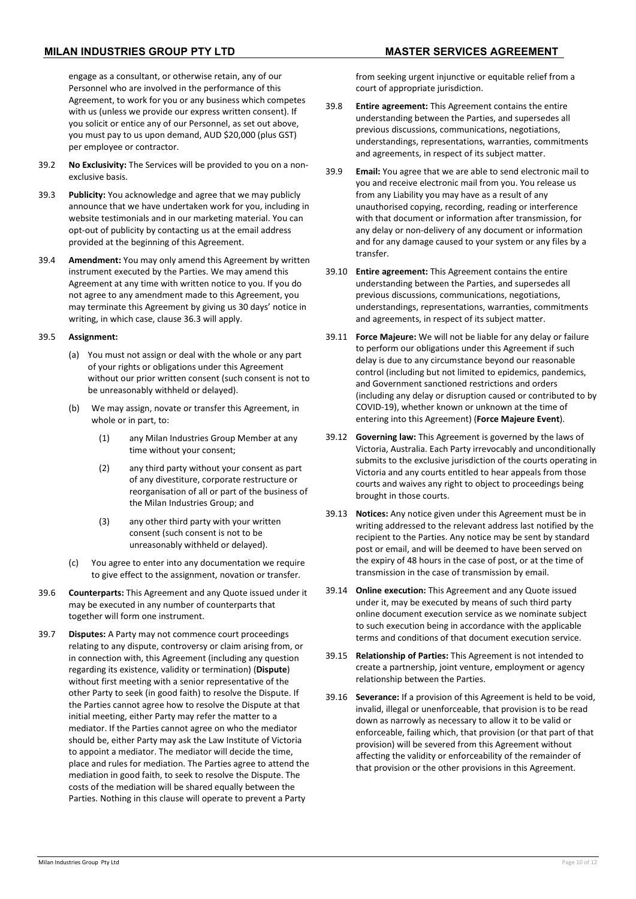engage as a consultant, or otherwise retain, any of our Personnel who are involved in the performance of this Agreement, to work for you or any business which competes with us (unless we provide our express written consent). If you solicit or entice any of our Personnel, as set out above, you must pay to us upon demand, AUD $20,000 (plus GST) per employee or contractor.

39.2 **No Exclusivity:** The Services will be provided to you on a non-exclusive basis.

39.3 **Publicity:** You acknowledge and agree that we may publicly announce that we have undertaken work for you, including in website testimonials and in our marketing material. You can opt-out of publicity by contacting us at the email address provided at the beginning of this Agreement.

39.4 **Amendment:** You may only amend this Agreement by written instrument executed by the Parties. We may amend this Agreement at any time with written notice to you. If you do not agree to any amendment made to this Agreement, you may terminate this Agreement by giving us 30 days' notice in writing, in which case, clause 36.3 will apply.

39.5 **Assignment:**

(a) You must not assign or deal with the whole or any part of your rights or obligations under this Agreement without our prior written consent (such consent is not to be unreasonably withheld or delayed).

(b) We may assign, novate or transfer this Agreement, in whole or in part, to:

(1) any Milan Industries Group Member at any time without your consent;

(2) any third party without your consent as part of any divestiture, corporate restructure or reorganisation of all or part of the business of the Milan Industries Group; and

(3) any other third party with your written consent (such consent is not to be unreasonably withheld or delayed).

(c) You agree to enter into any documentation we require to give effect to the assignment, novation or transfer.

39.6 **Counterparts:** This Agreement and any Quote issued under it may be executed in any number of counterparts that together will form one instrument.

39.7 **Disputes:** A Party may not commence court proceedings relating to any dispute, controversy or claim arising from, or in connection with, this Agreement (including any question regarding its existence, validity or termination) (**Dispute**) without first meeting with a senior representative of the other Party to seek (in good faith) to resolve the Dispute. If the Parties cannot agree how to resolve the Dispute at that initial meeting, either Party may refer the matter to a mediator. If the Parties cannot agree on who the mediator should be, either Party may ask the Law Institute of Victoria to appoint a mediator. The mediator will decide the time, place and rules for mediation. The Parties agree to attend the mediation in good faith, to seek to resolve the Dispute. The costs of the mediation will be shared equally between the Parties. Nothing in this clause will operate to prevent a Party from seeking urgent injunctive or equitable relief from a court of appropriate jurisdiction.

39.8 **Entire agreement:** This Agreement contains the entire understanding between the Parties, and supersedes all previous discussions, communications, negotiations, understandings, representations, warranties, commitments and agreements, in respect of its subject matter.

39.9 **Email:** You agree that we are able to send electronic mail to you and receive electronic mail from you. You release us from any Liability you may have as a result of any unauthorised copying, recording, reading or interference with that document or information after transmission, for any delay or non-delivery of any document or information and for any damage caused to your system or any files by a transfer.

39.10 **Entire agreement:** This Agreement contains the entire understanding between the Parties, and supersedes all previous discussions, communications, negotiations, understandings, representations, warranties, commitments and agreements, in respect of its subject matter.

39.11 **Force Majeure:** We will not be liable for any delay or failure to perform our obligations under this Agreement if such delay is due to any circumstance beyond our reasonable control (including but not limited to epidemics, pandemics, and Government sanctioned restrictions and orders (including any delay or disruption caused or contributed to by COVID-19), whether known or unknown at the time of entering into this Agreement) (**Force Majeure Event**).

39.12 **Governing law:** This Agreement is governed by the laws of Victoria, Australia. Each Party irrevocably and unconditionally submits to the exclusive jurisdiction of the courts operating in Victoria and any courts entitled to hear appeals from those courts and waives any right to object to proceedings being brought in those courts.

39.13 **Notices:** Any notice given under this Agreement must be in writing addressed to the relevant address last notified by the recipient to the Parties. Any notice may be sent by standard post or email, and will be deemed to have been served on the expiry of 48 hours in the case of post, or at the time of transmission in the case of transmission by email.

39.14 **Online execution:** This Agreement and any Quote issued under it, may be executed by means of such third party online document execution service as we nominate subject to such execution being in accordance with the applicable terms and conditions of that document execution service.

39.15 **Relationship of Parties:** This Agreement is not intended to create a partnership, joint venture, employment or agency relationship between the Parties.

39.16 **Severance:** If a provision of this Agreement is held to be void, invalid, illegal or unenforceable, that provision is to be read down as narrowly as necessary to allow it to be valid or enforceable, failing which, that provision (or that part of that provision) will be severed from this Agreement without affecting the validity or enforceability of the remainder of that provision or the other provisions in this Agreement.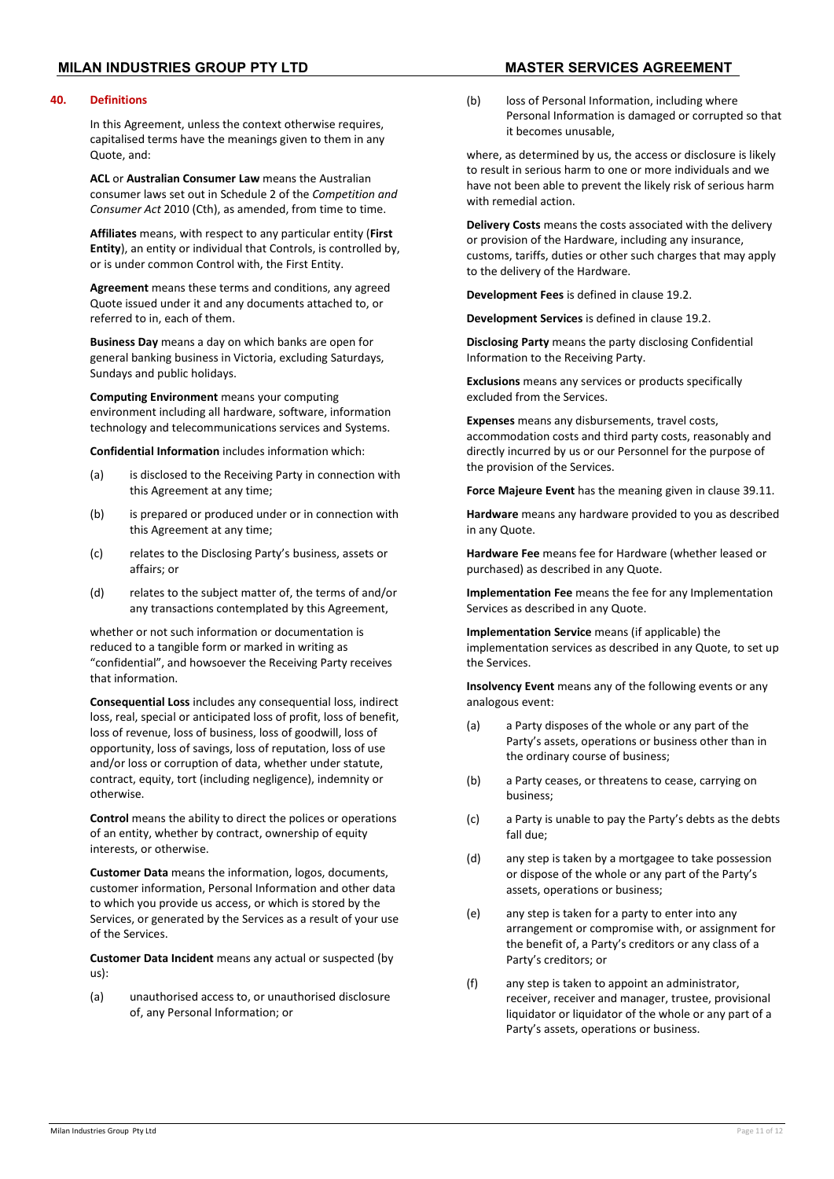## 40. Definitions

In this Agreement, unless the context otherwise requires, capitalised terms have the meanings given to them in any Quote, and:

**ACL** or **Australian Consumer Law** means the Australian consumer laws set out in Schedule 2 of the *Competition and Consumer Act* 2010 (Cth), as amended, from time to time.

**Affiliates** means, with respect to any particular entity (**First Entity**), an entity or individual that Controls, is controlled by, or is under common Control with, the First Entity.

**Agreement** means these terms and conditions, any agreed Quote issued under it and any documents attached to, or referred to in, each of them.

**Business Day** means a day on which banks are open for general banking business in Victoria, excluding Saturdays, Sundays and public holidays.

**Computing Environment** means your computing environment including all hardware, software, information technology and telecommunications services and Systems.

**Confidential Information** includes information which:

(a) is disclosed to the Receiving Party in connection with this Agreement at any time;

(b) is prepared or produced under or in connection with this Agreement at any time;

(c) relates to the Disclosing Party's business, assets or affairs; or

(d) relates to the subject matter of, the terms of and/or any transactions contemplated by this Agreement,

whether or not such information or documentation is reduced to a tangible form or marked in writing as "confidential", and howsoever the Receiving Party receives that information.

**Consequential Loss** includes any consequential loss, indirect loss, real, special or anticipated loss of profit, loss of benefit, loss of revenue, loss of business, loss of goodwill, loss of opportunity, loss of savings, loss of reputation, loss of use and/or loss or corruption of data, whether under statute, contract, equity, tort (including negligence), indemnity or otherwise.

**Control** means the ability to direct the polices or operations of an entity, whether by contract, ownership of equity interests, or otherwise.

**Customer Data** means the information, logos, documents, customer information, Personal Information and other data to which you provide us access, or which is stored by the Services, or generated by the Services as a result of your use of the Services.

**Customer Data Incident** means any actual or suspected (by us):

(a) unauthorised access to, or unauthorised disclosure of, any Personal Information; or

(b) loss of Personal Information, including where Personal Information is damaged or corrupted so that it becomes unusable,

where, as determined by us, the access or disclosure is likely to result in serious harm to one or more individuals and we have not been able to prevent the likely risk of serious harm with remedial action.

**Delivery Costs** means the costs associated with the delivery or provision of the Hardware, including any insurance, customs, tariffs, duties or other such charges that may apply to the delivery of the Hardware.

**Development Fees** is defined in clause 19.2.

**Development Services** is defined in clause 19.2.

**Disclosing Party** means the party disclosing Confidential Information to the Receiving Party.

**Exclusions** means any services or products specifically excluded from the Services.

**Expenses** means any disbursements, travel costs, accommodation costs and third party costs, reasonably and directly incurred by us or our Personnel for the purpose of the provision of the Services.

**Force Majeure Event** has the meaning given in clause 39.11.

**Hardware** means any hardware provided to you as described in any Quote.

**Hardware Fee** means fee for Hardware (whether leased or purchased) as described in any Quote.

**Implementation Fee** means the fee for any Implementation Services as described in any Quote.

**Implementation Service** means (if applicable) the implementation services as described in any Quote, to set up the Services.

**Insolvency Event** means any of the following events or any analogous event:

(a) a Party disposes of the whole or any part of the Party's assets, operations or business other than in the ordinary course of business;

(b) a Party ceases, or threatens to cease, carrying on business;

(c) a Party is unable to pay the Party's debts as the debts fall due;

(d) any step is taken by a mortgagee to take possession or dispose of the whole or any part of the Party's assets, operations or business;

(e) any step is taken for a party to enter into any arrangement or compromise with, or assignment for the benefit of, a Party's creditors or any class of a Party's creditors; or

(f) any step is taken to appoint an administrator, receiver, receiver and manager, trustee, provisional liquidator or liquidator of the whole or any part of a Party's assets, operations or business.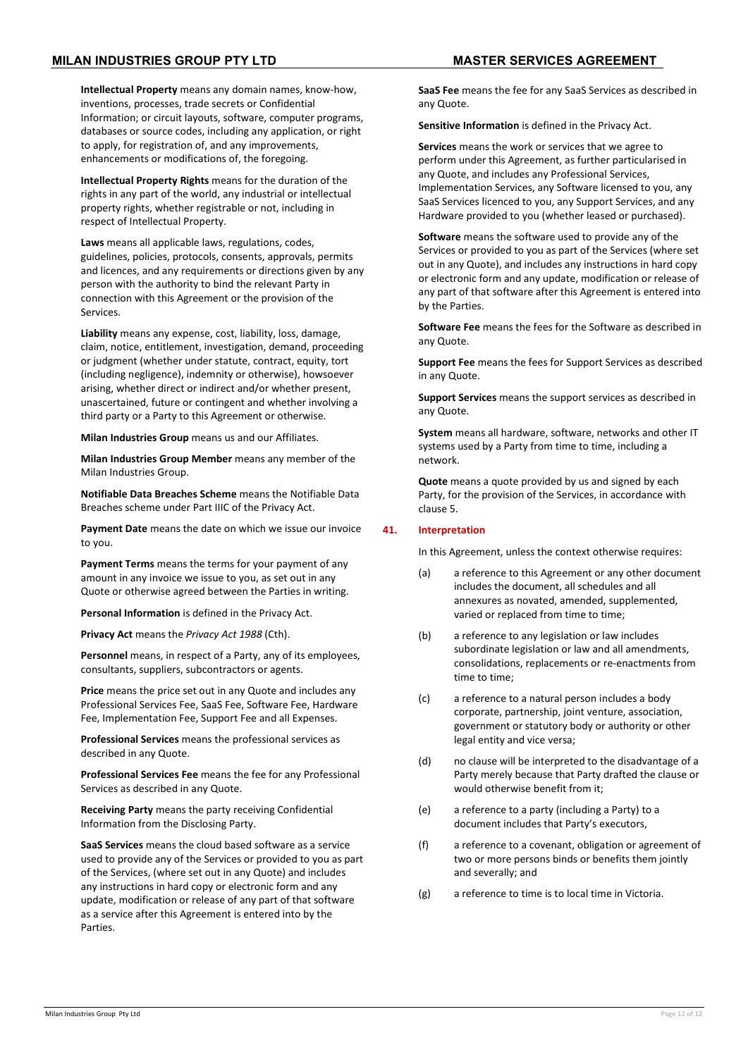**Intellectual Property** means any domain names, know-how, inventions, processes, trade secrets or Confidential Information; or circuit layouts, software, computer programs, databases or source codes, including any application, or right to apply, for registration of, and any improvements, enhancements or modifications of, the foregoing.

**Intellectual Property Rights** means for the duration of the rights in any part of the world, any industrial or intellectual property rights, whether registrable or not, including in respect of Intellectual Property.

**Laws** means all applicable laws, regulations, codes, guidelines, policies, protocols, consents, approvals, permits and licences, and any requirements or directions given by any person with the authority to bind the relevant Party in connection with this Agreement or the provision of the Services.

**Liability** means any expense, cost, liability, loss, damage, claim, notice, entitlement, investigation, demand, proceeding or judgment (whether under statute, contract, equity, tort (including negligence), indemnity or otherwise), howsoever arising, whether direct or indirect and/or whether present, unascertained, future or contingent and whether involving a third party or a Party to this Agreement or otherwise.

**Milan Industries Group** means us and our Affiliates.

**Milan Industries Group Member** means any member of the Milan Industries Group.

**Notifiable Data Breaches Scheme** means the Notifiable Data Breaches scheme under Part IIIC of the Privacy Act.

**Payment Date** means the date on which we issue our invoice to you.

**Payment Terms** means the terms for your payment of any amount in any invoice we issue to you, as set out in any Quote or otherwise agreed between the Parties in writing.

**Personal Information** is defined in the Privacy Act.

**Privacy Act** means the *Privacy Act 1988* (Cth).

**Personnel** means, in respect of a Party, any of its employees, consultants, suppliers, subcontractors or agents.

**Price** means the price set out in any Quote and includes any Professional Services Fee, SaaS Fee, Software Fee, Hardware Fee, Implementation Fee, Support Fee and all Expenses.

**Professional Services** means the professional services as described in any Quote.

**Professional Services Fee** means the fee for any Professional Services as described in any Quote.

**Receiving Party** means the party receiving Confidential Information from the Disclosing Party.

**SaaS Services** means the cloud based software as a service used to provide any of the Services or provided to you as part of the Services, (where set out in any Quote) and includes any instructions in hard copy or electronic form and any update, modification or release of any part of that software as a service after this Agreement is entered into by the Parties.

**SaaS Fee** means the fee for any SaaS Services as described in any Quote.

**Sensitive Information** is defined in the Privacy Act.

**Services** means the work or services that we agree to perform under this Agreement, as further particularised in any Quote, and includes any Professional Services, Implementation Services, any Software licensed to you, any SaaS Services licenced to you, any Support Services, and any Hardware provided to you (whether leased or purchased).

**Software** means the software used to provide any of the Services or provided to you as part of the Services (where set out in any Quote), and includes any instructions in hard copy or electronic form and any update, modification or release of any part of that software after this Agreement is entered into by the Parties.

**Software Fee** means the fees for the Software as described in any Quote.

**Support Fee** means the fees for Support Services as described in any Quote.

**Support Services** means the support services as described in any Quote.

**System** means all hardware, software, networks and other IT systems used by a Party from time to time, including a network.

**Quote** means a quote provided by us and signed by each Party, for the provision of the Services, in accordance with clause 5.

## 41. Interpretation

In this Agreement, unless the context otherwise requires:

(a) a reference to this Agreement or any other document includes the document, all schedules and all annexures as novated, amended, supplemented, varied or replaced from time to time;

(b) a reference to any legislation or law includes subordinate legislation or law and all amendments, consolidations, replacements or re-enactments from time to time;

(c) a reference to a natural person includes a body corporate, partnership, joint venture, association, government or statutory body or authority or other legal entity and vice versa;

(d) no clause will be interpreted to the disadvantage of a Party merely because that Party drafted the clause or would otherwise benefit from it;

(e) a reference to a party (including a Party) to a document includes that Party's executors,

(f) a reference to a covenant, obligation or agreement of two or more persons binds or benefits them jointly and severally; and

(g) a reference to time is to local time in Victoria.